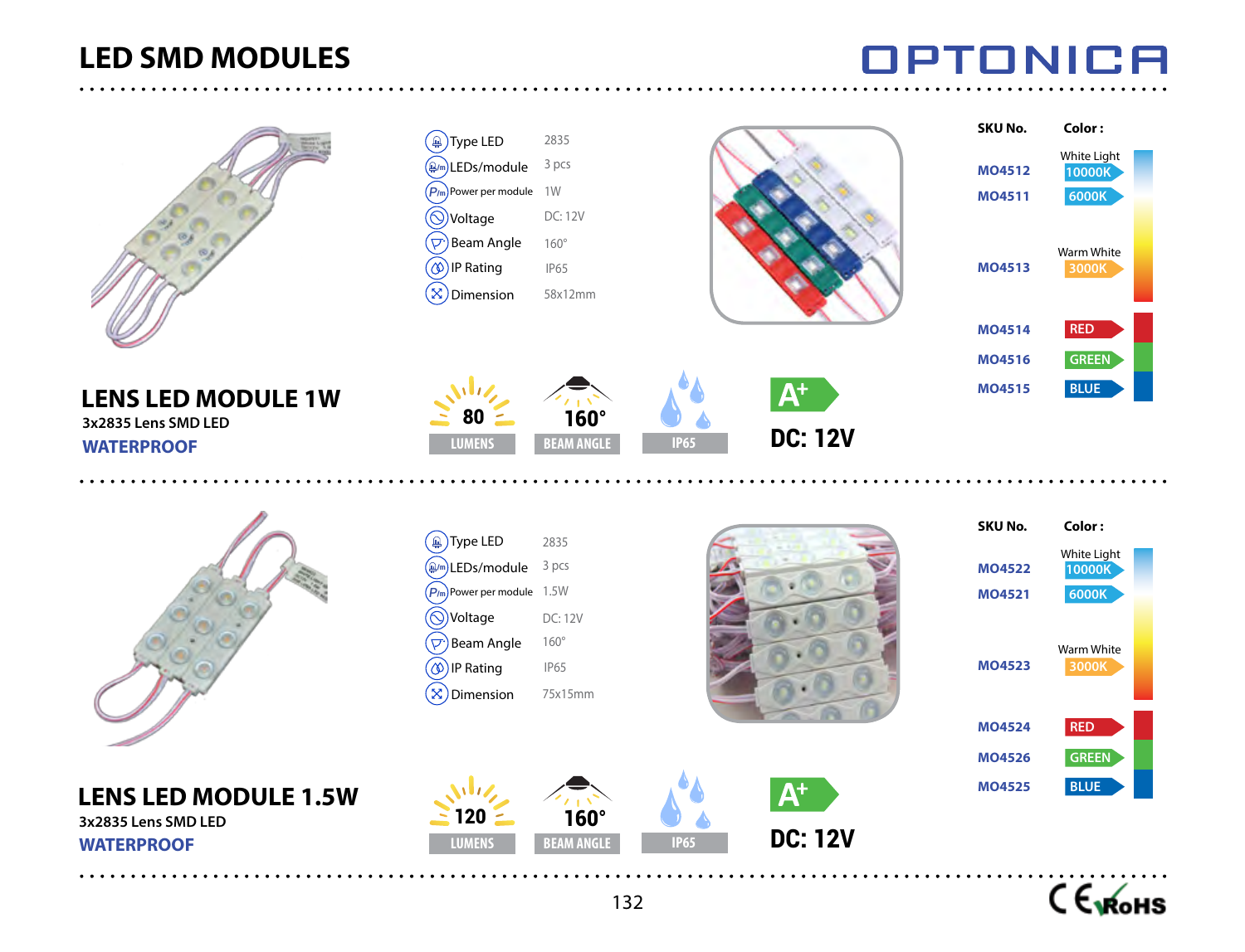# LED SMD MODULES

OPTONICA

## LENS LED MODULE 1W

3x2835 Lens SMD LED

**WATERPROOF**

| Specification | Value |
|---|---|
| Type LED | 2835 |
| LEDs/module | 3 pcs |
| Power per module | 1W |
| Voltage | DC: 12V |
| Beam Angle | 160° |
| IP Rating | IP65 |
| Dimension | 58x12mm |

80 LUMENS | 160° BEAM ANGLE | IP65 | A+ | DC: 12V

| SKU No. | Color: |
|---|---|
| MO4512 | White Light 10000K |
| MO4511 | 6000K |
| MO4513 | Warm White 3000K |
| MO4514 | RED |
| MO4516 | GREEN |
| MO4515 | BLUE |

## LENS LED MODULE 1.5W

3x2835 Lens SMD LED

**WATERPROOF**

| Specification | Value |
|---|---|
| Type LED | 2835 |
| LEDs/module | 3 pcs |
| Power per module | 1.5W |
| Voltage | DC: 12V |
| Beam Angle | 160° |
| IP Rating | IP65 |
| Dimension | 75x15mm |

120 LUMENS | 160° BEAM ANGLE | IP65 | A+ | DC: 12V

| SKU No. | Color: |
|---|---|
| MO4522 | White Light 10000K |
| MO4521 | 6000K |
| MO4523 | Warm White 3000K |
| MO4524 | RED |
| MO4526 | GREEN |
| MO4525 | BLUE |

CE RoHS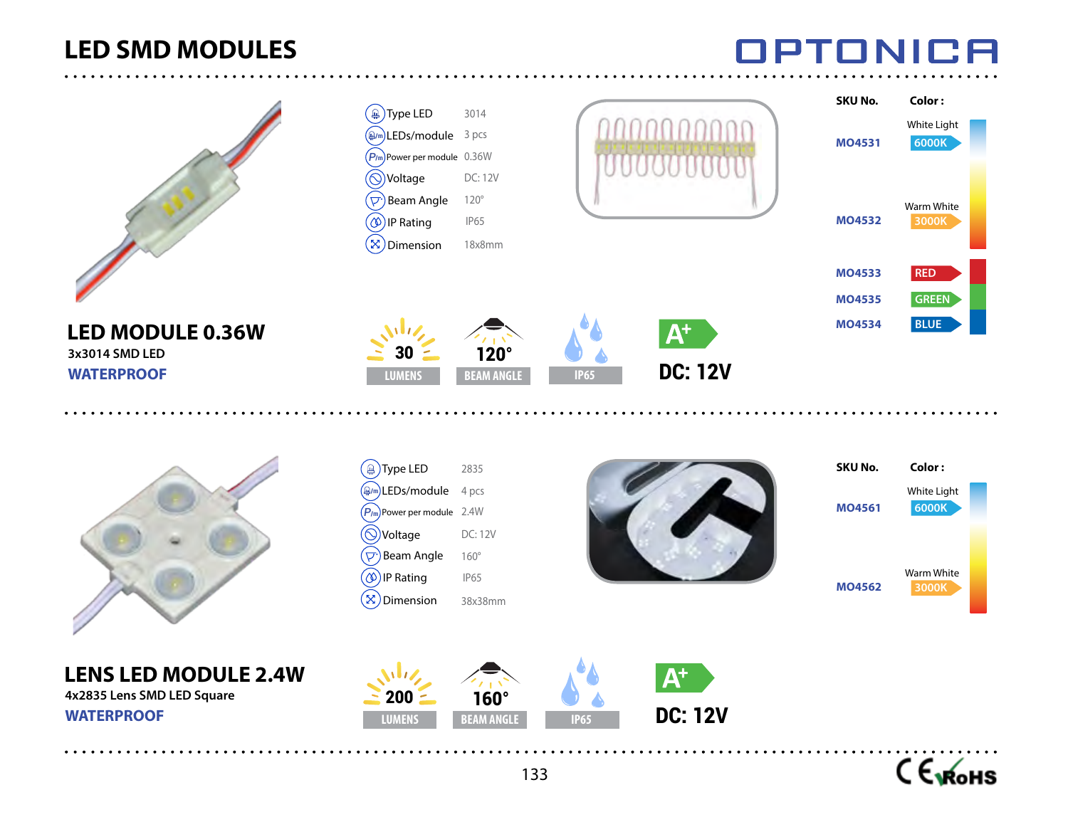# LED SMD MODULES

OPTONICA

## LED MODULE 0.36W

3x3014 SMD LED

**WATERPROOF**

| Specification | Value |
|---|---|
| Type LED | 3014 |
| LEDs/module | 3 pcs |
| Power per module | 0.36W |
| Voltage | DC: 12V |
| Beam Angle | 120° |
| IP Rating | IP65 |
| Dimension | 18x8mm |

30 LUMENS | 120° BEAM ANGLE | IP65 | A+ | DC: 12V

| SKU No. | Color : |
|---|---|
| MO4531 | White Light 6000K |
| MO4532 | Warm White 3000K |
| MO4533 | RED |
| MO4535 | GREEN |
| MO4534 | BLUE |

## LENS LED MODULE 2.4W

4x2835 Lens SMD LED Square

**WATERPROOF**

| Specification | Value |
|---|---|
| Type LED | 2835 |
| LEDs/module | 4 pcs |
| Power per module | 2.4W |
| Voltage | DC: 12V |
| Beam Angle | 160° |
| IP Rating | IP65 |
| Dimension | 38x38mm |

200 LUMENS | 160° BEAM ANGLE | IP65 | A+ | DC: 12V

| SKU No. | Color : |
|---|---|
| MO4561 | White Light 6000K |
| MO4562 | Warm White 3000K |

CE RoHS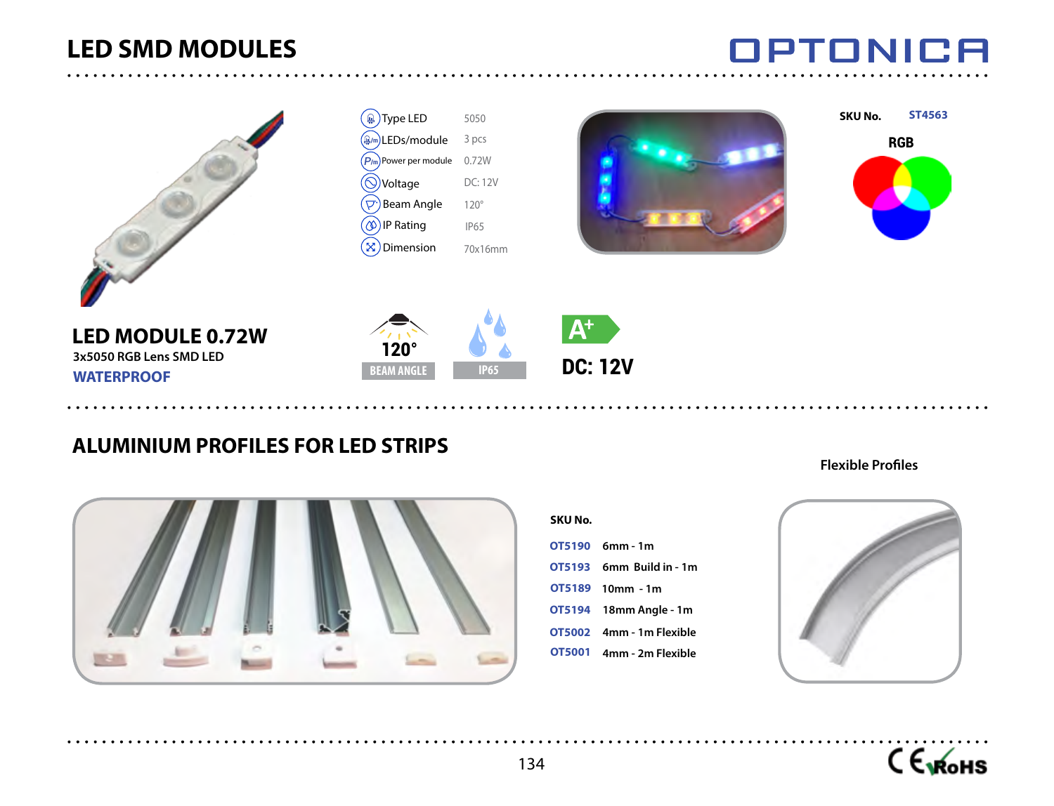# LED SMD MODULES

OPTONICA

| | |
|---|---|
| Type LED | 5050 |
| LEDs/module | 3 pcs |
| Power per module | 0.72W |
| Voltage | DC: 12V |
| Beam Angle | 120° |
| IP Rating | IP65 |
| Dimension | 70x16mm |

SKU No. ST4563

RGB

## LED MODULE 0.72W

3x5050 RGB Lens SMD LED

WATERPROOF

120° BEAM ANGLE

IP65

A+

DC: 12V

## ALUMINIUM PROFILES FOR LED STRIPS

Flexible Profiles

| SKU No. | |
|---|---|
| OT5190 | 6mm - 1m |
| OT5193 | 6mm Build in - 1m |
| OT5189 | 10mm - 1m |
| OT5194 | 18mm Angle - 1m |
| OT5002 | 4mm - 1m Flexible |
| OT5001 | 4mm - 2m Flexible |

CE RoHS